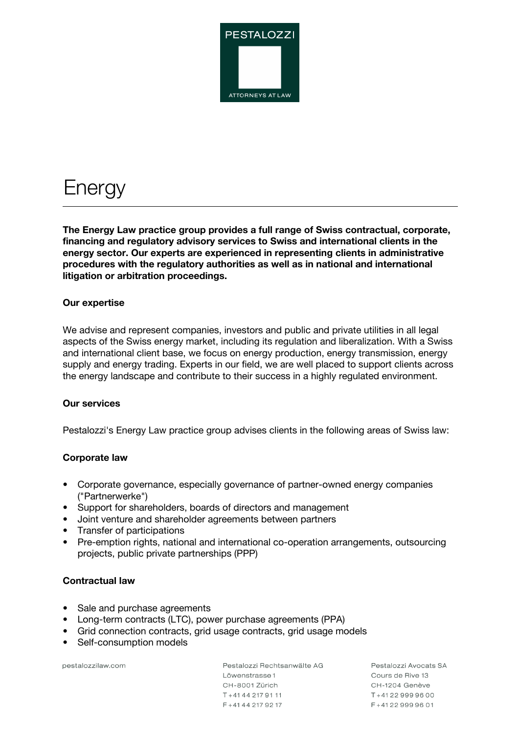# Energy

**The Energy Law practice group provides a full range of Swiss contractual, corporate, financing and regulatory advisory services to Swiss and international clients in the energy sector. Our experts are experienced in representing clients in administrative procedures with the regulatory authorities as well as in national and international litigation or arbitration proceedings.**

### Our expertise

We advise and represent companies, investors and public and private utilities in all legal aspects of the Swiss energy market, including its regulation and liberalization. With a Swiss and international client base, we focus on energy production, energy transmission, energy supply and energy trading. Experts in our field, we are well placed to support clients across the energy landscape and contribute to their success in a highly regulated environment.

### Our services

Pestalozzi's Energy Law practice group advises clients in the following areas of Swiss law:

### Corporate law

- Corporate governance, especially governance of partner-owned energy companies ("Partnerwerke")
- Support for shareholders, boards of directors and management
- Joint venture and shareholder agreements between partners
- Transfer of participations
- Pre-emption rights, national and international co-operation arrangements, outsourcing projects, public private partnerships (PPP)

### Contractual law

- Sale and purchase agreements
- Long-term contracts (LTC), power purchase agreements (PPA)
- Grid connection contracts, grid usage contracts, grid usage models
- Self-consumption models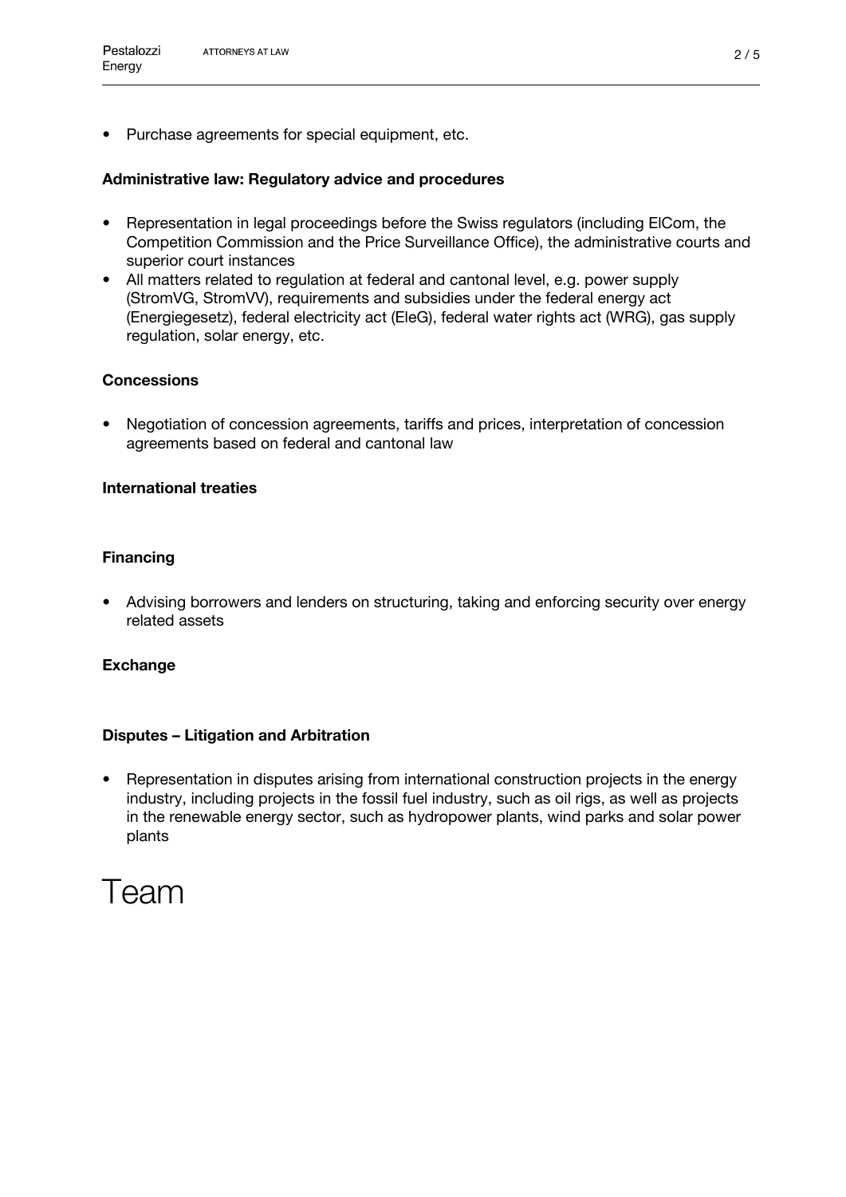- Purchase agreements for special equipment, etc.

**Administrative law: Regulatory advice and procedures**

- Representation in legal proceedings before the Swiss regulators (including ElCom, the Competition Commission and the Price Surveillance Office), the administrative courts and superior court instances
- All matters related to regulation at federal and cantonal level, e.g. power supply (StromVG, StromVV), requirements and subsidies under the federal energy act (Energiegesetz), federal electricity act (EleG), federal water rights act (WRG), gas supply regulation, solar energy, etc.

**Concessions**

- Negotiation of concession agreements, tariffs and prices, interpretation of concession agreements based on federal and cantonal law

**International treaties**

**Financing**

- Advising borrowers and lenders on structuring, taking and enforcing security over energy related assets

**Exchange**

**Disputes – Litigation and Arbitration**

- Representation in disputes arising from international construction projects in the energy industry, including projects in the fossil fuel industry, such as oil rigs, as well as projects in the renewable energy sector, such as hydropower plants, wind parks and solar power plants

# Team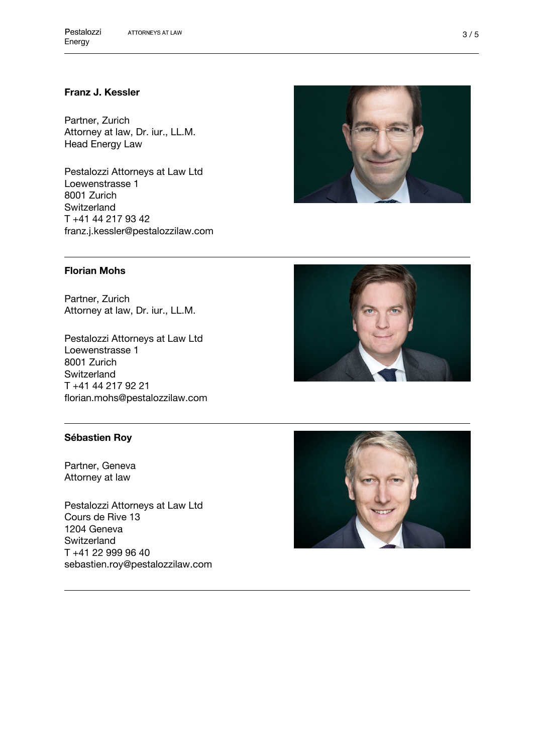**Franz J. Kessler**

Partner, Zurich
Attorney at law, Dr. iur., LL.M.
Head Energy Law

Pestalozzi Attorneys at Law Ltd
Loewenstrasse 1
8001 Zurich
Switzerland
T +41 44 217 93 42
franz.j.kessler@pestalozzilaw.com

---

**Florian Mohs**

Partner, Zurich
Attorney at law, Dr. iur., LL.M.

Pestalozzi Attorneys at Law Ltd
Loewenstrasse 1
8001 Zurich
Switzerland
T +41 44 217 92 21
florian.mohs@pestalozzilaw.com

---

**Sébastien Roy**

Partner, Geneva
Attorney at law

Pestalozzi Attorneys at Law Ltd
Cours de Rive 13
1204 Geneva
Switzerland
T +41 22 999 96 40
sebastien.roy@pestalozzilaw.com

---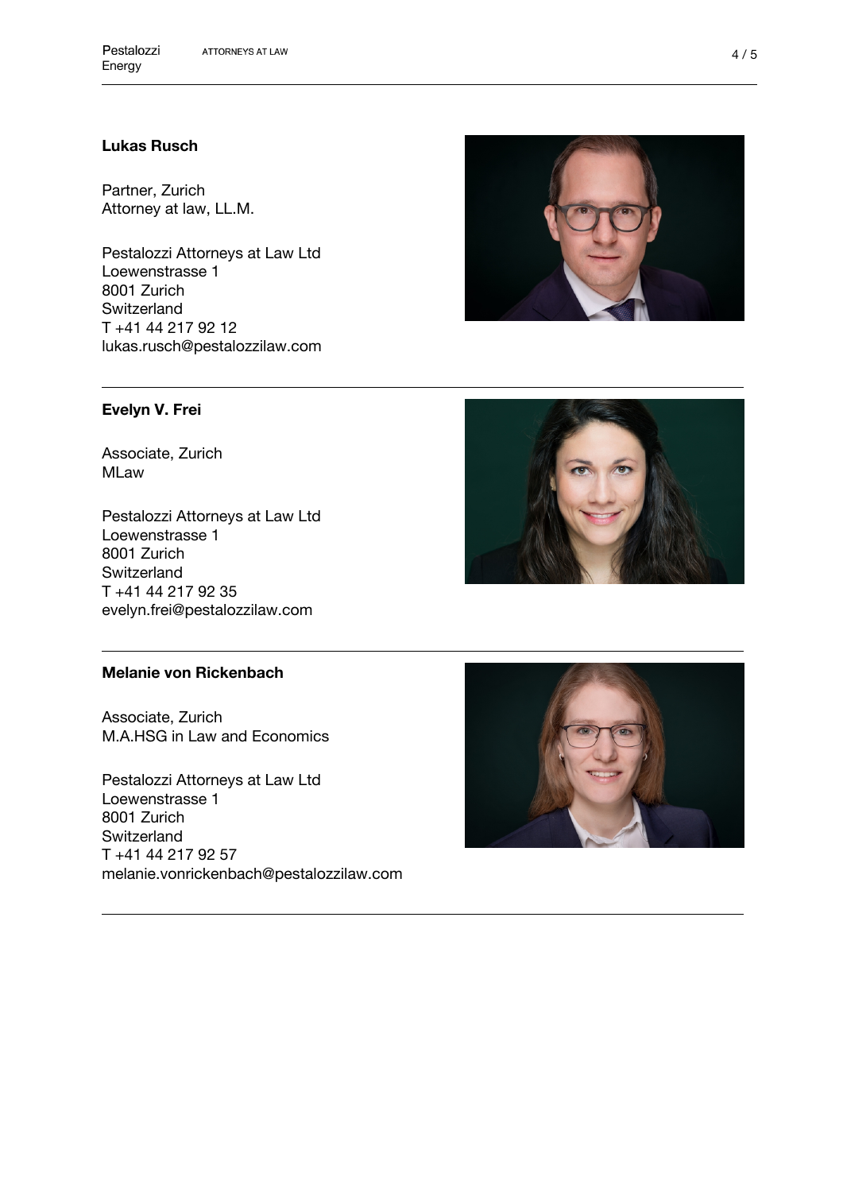**Lukas Rusch**

Partner, Zurich
Attorney at law, LL.M.

Pestalozzi Attorneys at Law Ltd
Loewenstrasse 1
8001 Zurich
Switzerland
T +41 44 217 92 12
lukas.rusch@pestalozzilaw.com

---

**Evelyn V. Frei**

Associate, Zurich
MLaw

Pestalozzi Attorneys at Law Ltd
Loewenstrasse 1
8001 Zurich
Switzerland
T +41 44 217 92 35
evelyn.frei@pestalozzilaw.com

---

**Melanie von Rickenbach**

Associate, Zurich
M.A.HSG in Law and Economics

Pestalozzi Attorneys at Law Ltd
Loewenstrasse 1
8001 Zurich
Switzerland
T +41 44 217 92 57
melanie.vonrickenbach@pestalozzilaw.com

---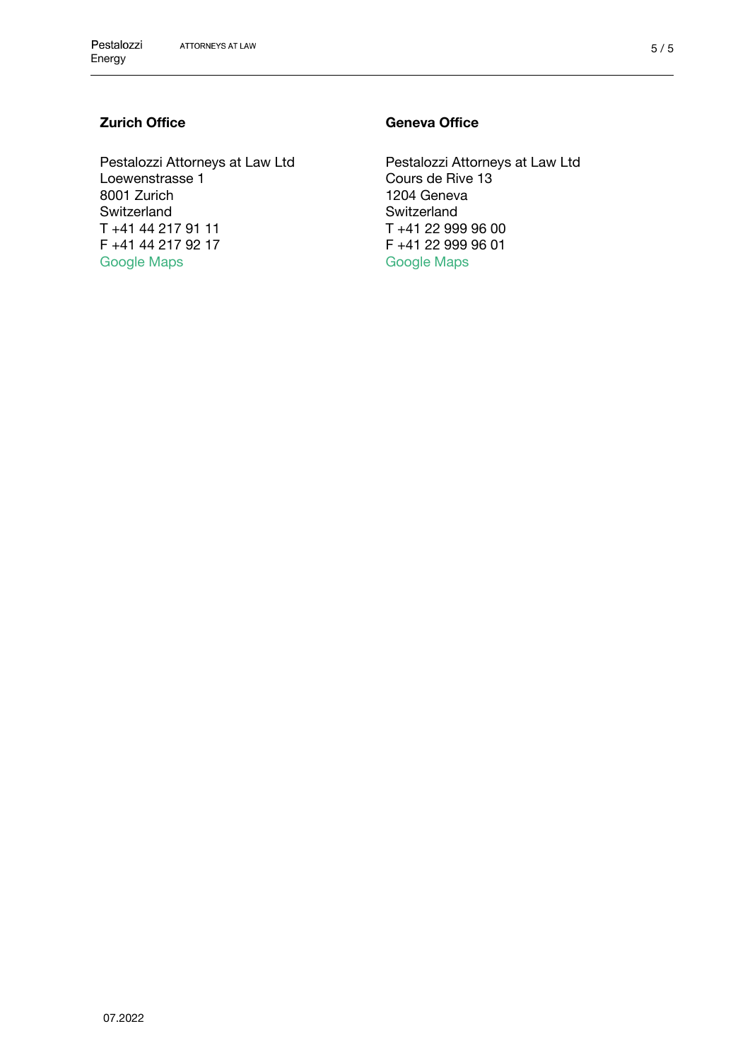## Zurich Office

Pestalozzi Attorneys at Law Ltd
Loewenstrasse 1
8001 Zurich
Switzerland
T +41 44 217 91 11
F +41 44 217 92 17
Google Maps

## Geneva Office

Pestalozzi Attorneys at Law Ltd
Cours de Rive 13
1204 Geneva
Switzerland
T +41 22 999 96 00
F +41 22 999 96 01
Google Maps

07.2022